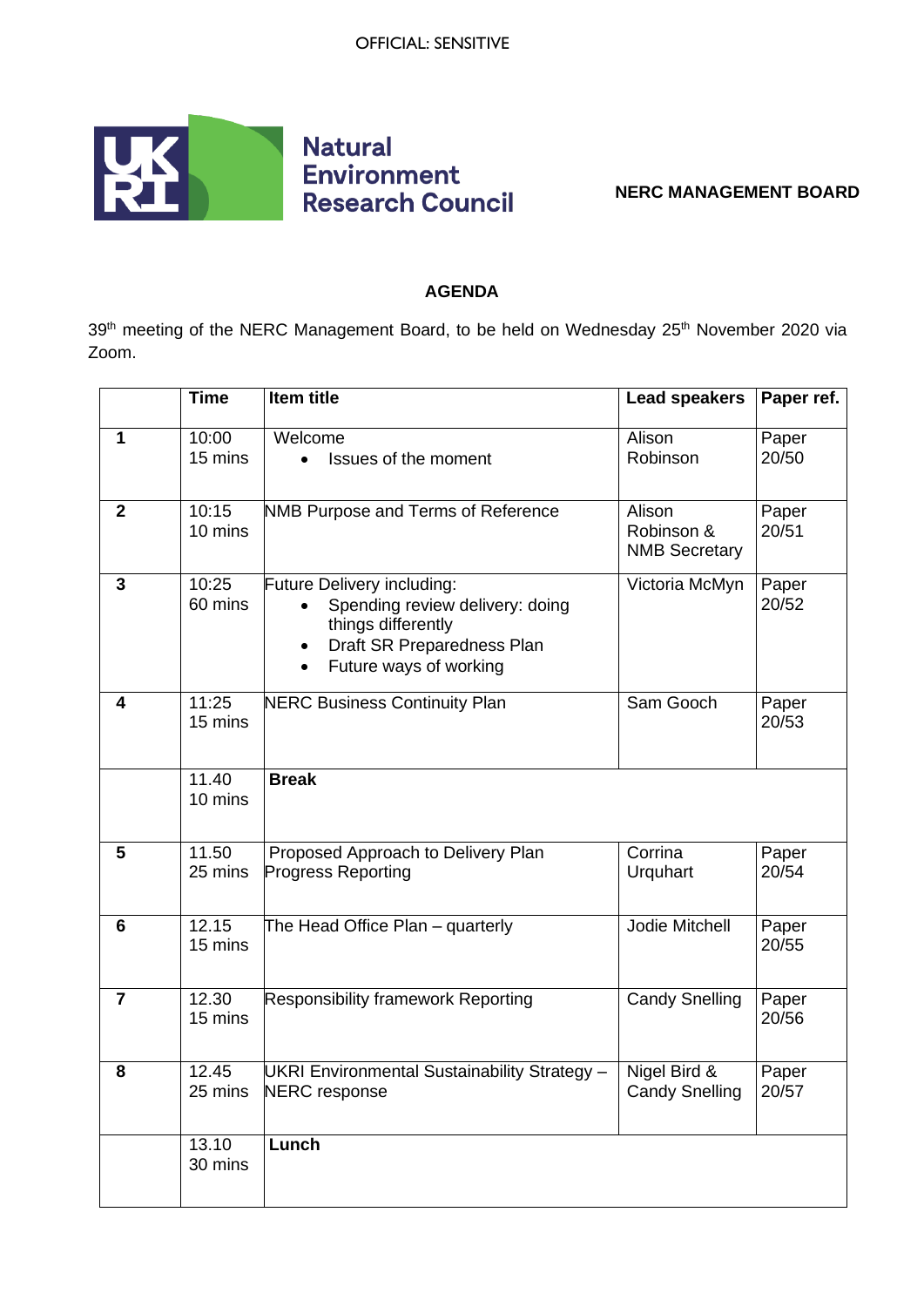OFFICIAL: SENSITIVE

**Natural Environment Research Council**

**NERC MANAGEMENT BOARD**

## AGENDA

39th meeting of the NERC Management Board, to be held on Wednesday 25th November 2020 via Zoom.

| | Time | Item title | Lead speakers | Paper ref. |
|---|---|---|---|---|
| **1** | 10:00<br>15 mins | Welcome<br>• Issues of the moment | Alison Robinson | Paper 20/50 |
| **2** | 10:15<br>10 mins | NMB Purpose and Terms of Reference | Alison Robinson & NMB Secretary | Paper 20/51 |
| **3** | 10:25<br>60 mins | Future Delivery including:<br>• Spending review delivery: doing things differently<br>• Draft SR Preparedness Plan<br>• Future ways of working | Victoria McMyn | Paper 20/52 |
| **4** | 11:25<br>15 mins | NERC Business Continuity Plan | Sam Gooch | Paper 20/53 |
| | 11.40<br>10 mins | **Break** | | |
| **5** | 11.50<br>25 mins | Proposed Approach to Delivery Plan Progress Reporting | Corrina Urquhart | Paper 20/54 |
| **6** | 12.15<br>15 mins | The Head Office Plan – quarterly | Jodie Mitchell | Paper 20/55 |
| **7** | 12.30<br>15 mins | Responsibility framework Reporting | Candy Snelling | Paper 20/56 |
| **8** | 12.45<br>25 mins | UKRI Environmental Sustainability Strategy – NERC response | Nigel Bird & Candy Snelling | Paper 20/57 |
| | 13.10<br>30 mins | **Lunch** | | |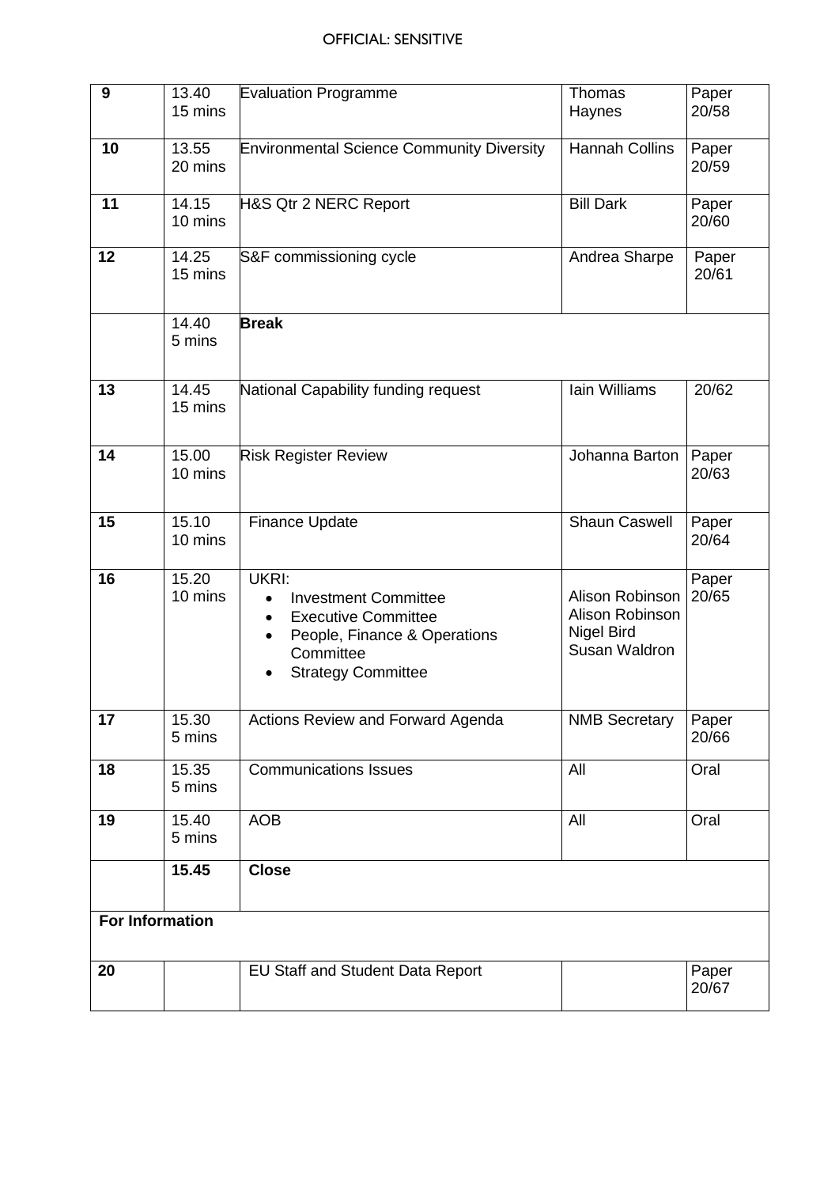| 9 | 13.40<br>15 mins | Evaluation Programme | Thomas Haynes | Paper 20/58 |
|---|---|---|---|---|
| 10 | 13.55<br>20 mins | Environmental Science Community Diversity | Hannah Collins | Paper 20/59 |
| 11 | 14.15<br>10 mins | H&S Qtr 2 NERC Report | Bill Dark | Paper 20/60 |
| 12 | 14.25<br>15 mins | S&F commissioning cycle | Andrea Sharpe | Paper 20/61 |
| | 14.40<br>5 mins | **Break** | | |
| 13 | 14.45<br>15 mins | National Capability funding request | Iain Williams | 20/62 |
| 14 | 15.00<br>10 mins | Risk Register Review | Johanna Barton | Paper 20/63 |
| 15 | 15.10<br>10 mins | Finance Update | Shaun Caswell | Paper 20/64 |
| 16 | 15.20<br>10 mins | UKRI:<br>• Investment Committee<br>• Executive Committee<br>• People, Finance & Operations Committee<br>• Strategy Committee | <br>Alison Robinson<br>Alison Robinson<br>Nigel Bird<br>Susan Waldron | Paper 20/65 |
| 17 | 15.30<br>5 mins | Actions Review and Forward Agenda | NMB Secretary | Paper 20/66 |
| 18 | 15.35<br>5 mins | Communications Issues | All | Oral |
| 19 | 15.40<br>5 mins | AOB | All | Oral |
| | **15.45** | **Close** | | |
| **For Information** | | | | |
| 20 | | EU Staff and Student Data Report | | Paper 20/67 |